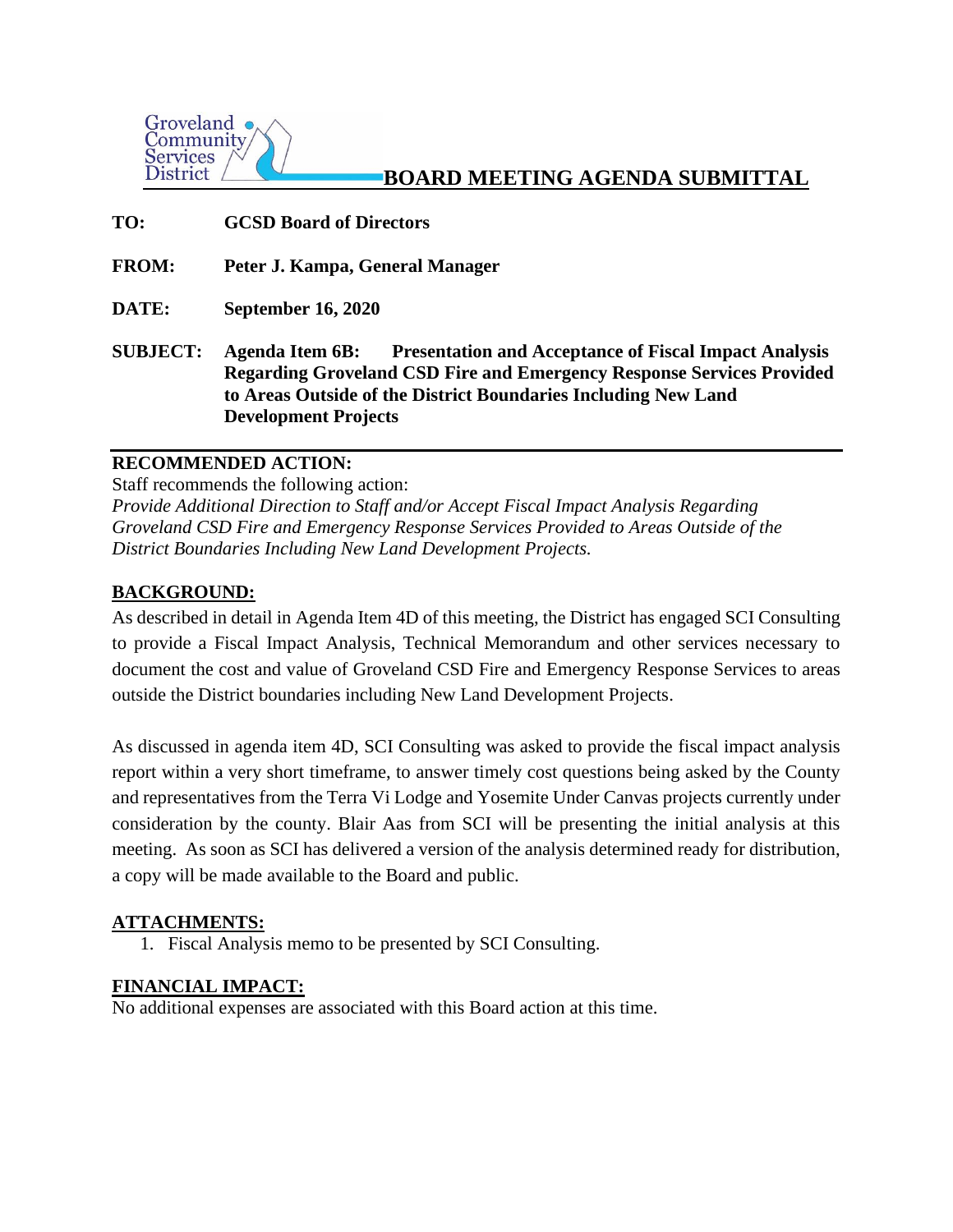Groveland Community Services District

# BOARD MEETING AGENDA SUBMITTAL

**TO:** **GCSD Board of Directors**

**FROM:** **Peter J. Kampa, General Manager**

**DATE:** **September 16, 2020**

**SUBJECT:** **Agenda Item 6B: Presentation and Acceptance of Fiscal Impact Analysis Regarding Groveland CSD Fire and Emergency Response Services Provided to Areas Outside of the District Boundaries Including New Land Development Projects**

**RECOMMENDED ACTION:**

Staff recommends the following action:

*Provide Additional Direction to Staff and/or Accept Fiscal Impact Analysis Regarding Groveland CSD Fire and Emergency Response Services Provided to Areas Outside of the District Boundaries Including New Land Development Projects.*

## BACKGROUND:

As described in detail in Agenda Item 4D of this meeting, the District has engaged SCI Consulting to provide a Fiscal Impact Analysis, Technical Memorandum and other services necessary to document the cost and value of Groveland CSD Fire and Emergency Response Services to areas outside the District boundaries including New Land Development Projects.

As discussed in agenda item 4D, SCI Consulting was asked to provide the fiscal impact analysis report within a very short timeframe, to answer timely cost questions being asked by the County and representatives from the Terra Vi Lodge and Yosemite Under Canvas projects currently under consideration by the county. Blair Aas from SCI will be presenting the initial analysis at this meeting. As soon as SCI has delivered a version of the analysis determined ready for distribution, a copy will be made available to the Board and public.

## ATTACHMENTS:

1. Fiscal Analysis memo to be presented by SCI Consulting.

## FINANCIAL IMPACT:

No additional expenses are associated with this Board action at this time.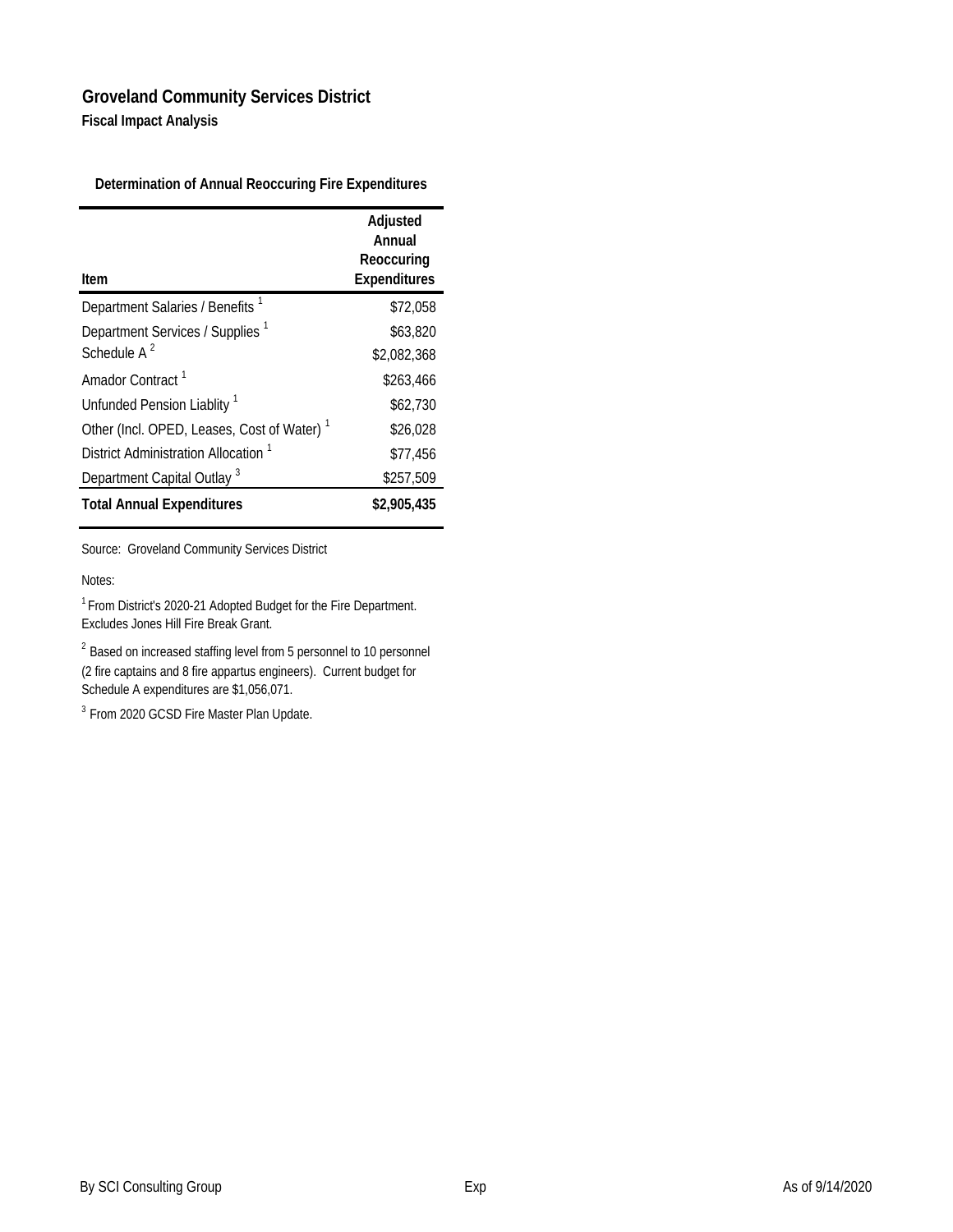# Groveland Community Services District

**Fiscal Impact Analysis**

**Determination of Annual Reoccuring Fire Expenditures**

| Item | Adjusted Annual Reoccuring Expenditures |
|---|---|
| Department Salaries / Benefits [1] | $72,058 |
| Department Services / Supplies [1] | $63,820 |
| Schedule A [2] | $2,082,368 |
| Amador Contract [1] | $263,466 |
| Unfunded Pension Liablity [1] | $62,730 |
| Other (Incl. OPED, Leases, Cost of Water) [1] | $26,028 |
| District Administration Allocation [1] | $77,456 |
| Department Capital Outlay [3] | $257,509 |
| **Total Annual Expenditures** | **$2,905,435** |

Source: Groveland Community Services District

Notes:

[1] From District's 2020-21 Adopted Budget for the Fire Department. Excludes Jones Hill Fire Break Grant.

[2] Based on increased staffing level from 5 personnel to 10 personnel (2 fire captains and 8 fire appartus engineers). Current budget for Schedule A expenditures are $1,056,071.

[3] From 2020 GCSD Fire Master Plan Update.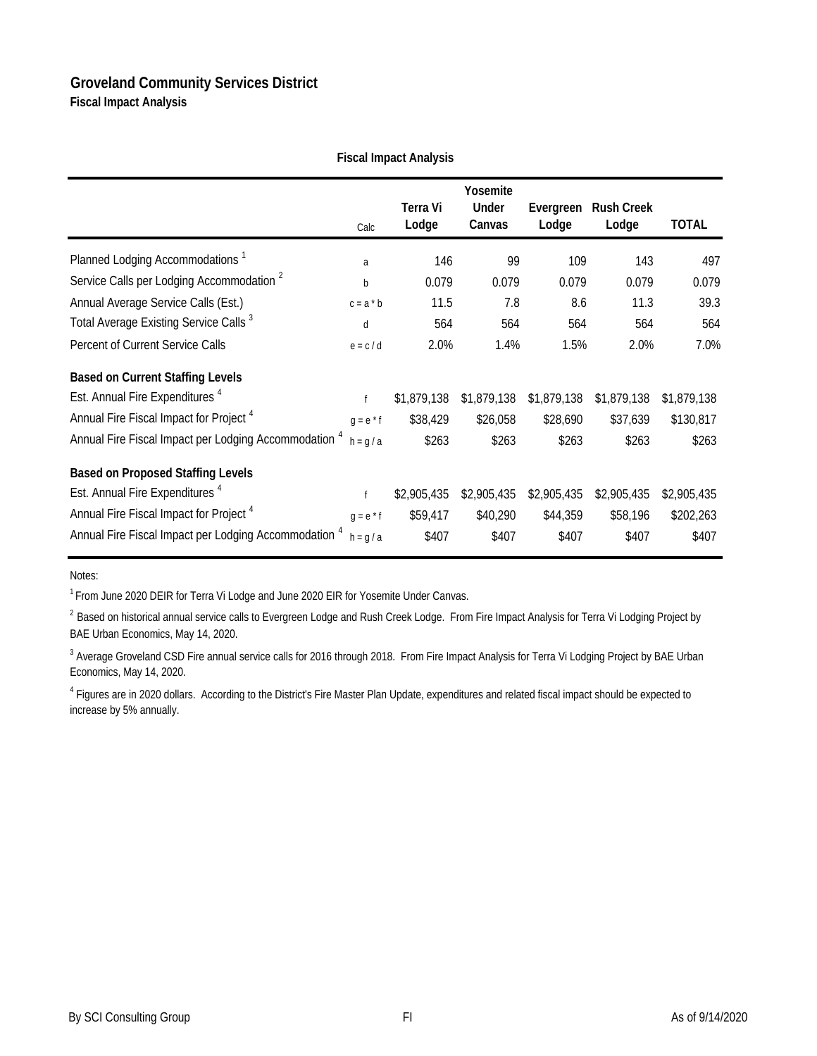# Groveland Community Services District

**Fiscal Impact Analysis**

**Fiscal Impact Analysis**

| | Calc | Terra Vi Lodge | Yosemite Under Canvas | Evergreen Lodge | Rush Creek Lodge | TOTAL |
|---|---|---|---|---|---|---|
| Planned Lodging Accommodations [1] | a | 146 | 99 | 109 | 143 | 497 |
| Service Calls per Lodging Accommodation [2] | b | 0.079 | 0.079 | 0.079 | 0.079 | 0.079 |
| Annual Average Service Calls (Est.) | c = a * b | 11.5 | 7.8 | 8.6 | 11.3 | 39.3 |
| Total Average Existing Service Calls [3] | d | 564 | 564 | 564 | 564 | 564 |
| Percent of Current Service Calls | e = c / d | 2.0% | 1.4% | 1.5% | 2.0% | 7.0% |
| **Based on Current Staffing Levels** | | | | | | |
| Est. Annual Fire Expenditures [4] | f | $1,879,138 | $1,879,138 | $1,879,138 | $1,879,138 | $1,879,138 |
| Annual Fire Fiscal Impact for Project [4] | g = e * f | $38,429 | $26,058 | $28,690 | $37,639 | $130,817 |
| Annual Fire Fiscal Impact per Lodging Accommodation [4] | h = g / a | $263 | $263 | $263 | $263 | $263 |
| **Based on Proposed Staffing Levels** | | | | | | |
| Est. Annual Fire Expenditures [4] | f | $2,905,435 | $2,905,435 | $2,905,435 | $2,905,435 | $2,905,435 |
| Annual Fire Fiscal Impact for Project [4] | g = e * f | $59,417 | $40,290 | $44,359 | $58,196 | $202,263 |
| Annual Fire Fiscal Impact per Lodging Accommodation [4] | h = g / a | $407 | $407 | $407 | $407 | $407 |

Notes:

[1] From June 2020 DEIR for Terra Vi Lodge and June 2020 EIR for Yosemite Under Canvas.

[2] Based on historical annual service calls to Evergreen Lodge and Rush Creek Lodge. From Fire Impact Analysis for Terra Vi Lodging Project by BAE Urban Economics, May 14, 2020.

[3] Average Groveland CSD Fire annual service calls for 2016 through 2018. From Fire Impact Analysis for Terra Vi Lodging Project by BAE Urban Economics, May 14, 2020.

[4] Figures are in 2020 dollars. According to the District's Fire Master Plan Update, expenditures and related fiscal impact should be expected to increase by 5% annually.

By SCI Consulting Group FI As of 9/14/2020